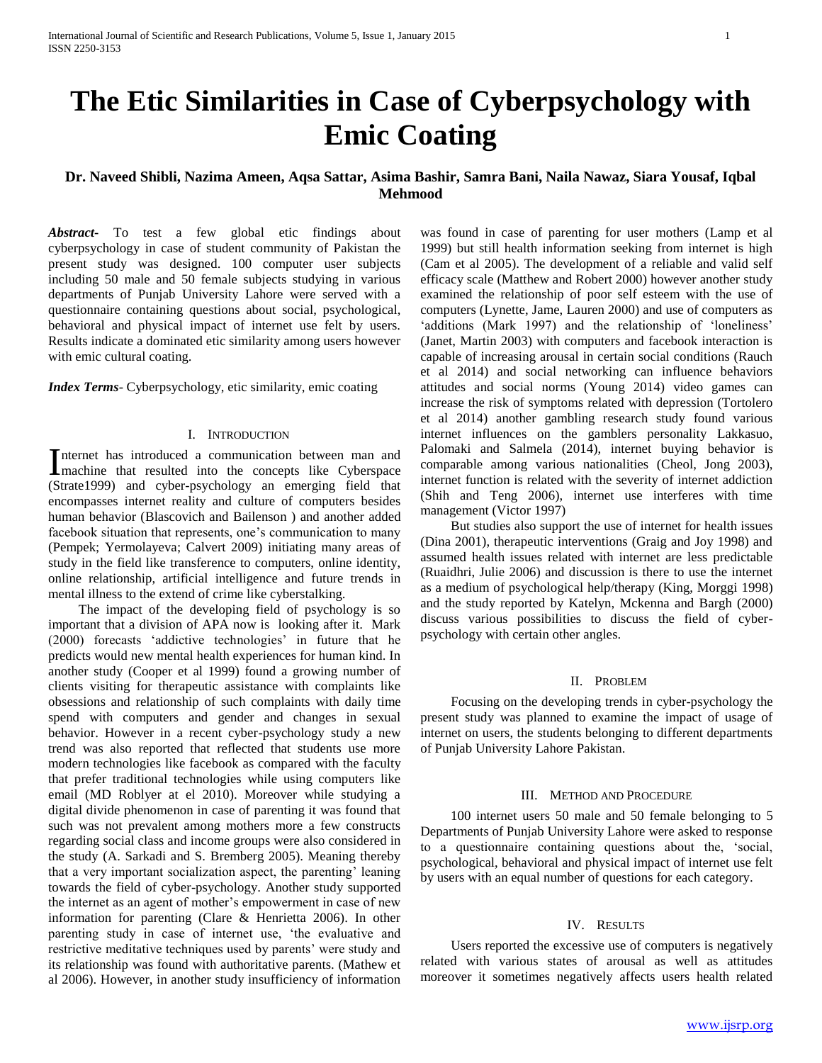# The Etic Similarities in Case of Cyberpsychology with Emic Coating

**Dr. Naveed Shibli, Nazima Ameen, Aqsa Sattar, Asima Bashir, Samra Bani, Naila Nawaz, Siara Yousaf, Iqbal Mehmood**

***Abstract*-** To test a few global etic findings about cyberpsychology in case of student community of Pakistan the present study was designed. 100 computer user subjects including 50 male and 50 female subjects studying in various departments of Punjab University Lahore were served with a questionnaire containing questions about social, psychological, behavioral and physical impact of internet use felt by users. Results indicate a dominated etic similarity among users however with emic cultural coating.

***Index Terms*-** Cyberpsychology, etic similarity, emic coating

## I. Introduction

Internet has introduced a communication between man and machine that resulted into the concepts like Cyberspace (Strate1999) and cyber-psychology an emerging field that encompasses internet reality and culture of computers besides human behavior (Blascovich and Bailenson ) and another added facebook situation that represents, one's communication to many (Pempek; Yermolayeva; Calvert 2009) initiating many areas of study in the field like transference to computers, online identity, online relationship, artificial intelligence and future trends in mental illness to the extend of crime like cyberstalking.

The impact of the developing field of psychology is so important that a division of APA now is looking after it. Mark (2000) forecasts 'addictive technologies' in future that he predicts would new mental health experiences for human kind. In another study (Cooper et al 1999) found a growing number of clients visiting for therapeutic assistance with complaints like obsessions and relationship of such complaints with daily time spend with computers and gender and changes in sexual behavior. However in a recent cyber-psychology study a new trend was also reported that reflected that students use more modern technologies like facebook as compared with the faculty that prefer traditional technologies while using computers like email (MD Roblyer at el 2010). Moreover while studying a digital divide phenomenon in case of parenting it was found that such was not prevalent among mothers more a few constructs regarding social class and income groups were also considered in the study (A. Sarkadi and S. Bremberg 2005). Meaning thereby that a very important socialization aspect, the parenting' leaning towards the field of cyber-psychology. Another study supported the internet as an agent of mother's empowerment in case of new information for parenting (Clare & Henrietta 2006). In other parenting study in case of internet use, 'the evaluative and restrictive meditative techniques used by parents' were study and its relationship was found with authoritative parents. (Mathew et al 2006). However, in another study insufficiency of information was found in case of parenting for user mothers (Lamp et al 1999) but still health information seeking from internet is high (Cam et al 2005). The development of a reliable and valid self efficacy scale (Matthew and Robert 2000) however another study examined the relationship of poor self esteem with the use of computers (Lynette, Jame, Lauren 2000) and use of computers as 'additions (Mark 1997) and the relationship of 'loneliness' (Janet, Martin 2003) with computers and facebook interaction is capable of increasing arousal in certain social conditions (Rauch et al 2014) and social networking can influence behaviors attitudes and social norms (Young 2014) video games can increase the risk of symptoms related with depression (Tortolero et al 2014) another gambling research study found various internet influences on the gamblers personality Lakkasuo, Palomaki and Salmela (2014), internet buying behavior is comparable among various nationalities (Cheol, Jong 2003), internet function is related with the severity of internet addiction (Shih and Teng 2006), internet use interferes with time management (Victor 1997)

But studies also support the use of internet for health issues (Dina 2001), therapeutic interventions (Graig and Joy 1998) and assumed health issues related with internet are less predictable (Ruaidhri, Julie 2006) and discussion is there to use the internet as a medium of psychological help/therapy (King, Morggi 1998) and the study reported by Katelyn, Mckenna and Bargh (2000) discuss various possibilities to discuss the field of cyber-psychology with certain other angles.

## II. Problem

Focusing on the developing trends in cyber-psychology the present study was planned to examine the impact of usage of internet on users, the students belonging to different departments of Punjab University Lahore Pakistan.

## III. Method and Procedure

100 internet users 50 male and 50 female belonging to 5 Departments of Punjab University Lahore were asked to response to a questionnaire containing questions about the, 'social, psychological, behavioral and physical impact of internet use felt by users with an equal number of questions for each category.

## IV. Results

Users reported the excessive use of computers is negatively related with various states of arousal as well as attitudes moreover it sometimes negatively affects users health related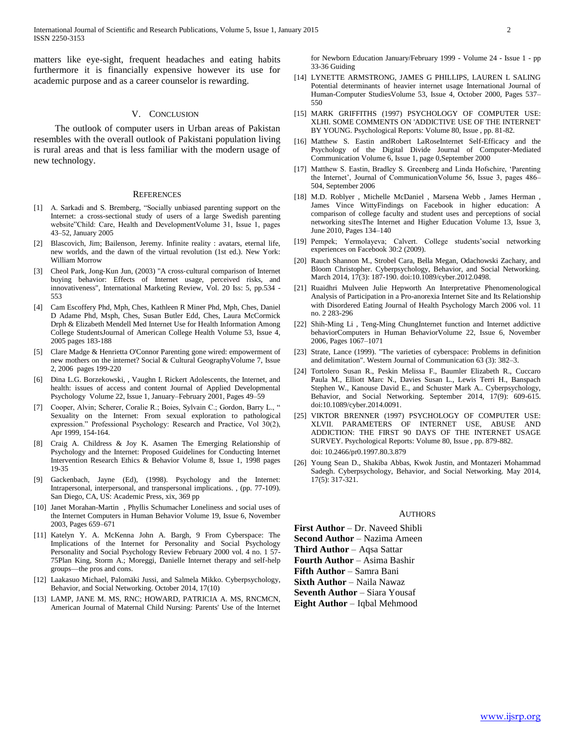matters like eye-sight, frequent headaches and eating habits furthermore it is financially expensive however its use for academic purpose and as a career counselor is rewarding.

## V. Conclusion

The outlook of computer users in Urban areas of Pakistan resembles with the overall outlook of Pakistani population living is rural areas and that is less familiar with the modern usage of new technology.

## References

[1] A. Sarkadi and S. Bremberg, "Socially unbiased parenting support on the Internet: a cross-sectional study of users of a large Swedish parenting website"Child: Care, Health and DevelopmentVolume 31, Issue 1, pages 43–52, January 2005

[2] Blascovich, Jim; Bailenson, Jeremy. Infinite reality : avatars, eternal life, new worlds, and the dawn of the virtual revolution (1st ed.). New York: William Morrow

[3] Cheol Park, Jong-Kun Jun, (2003) "A cross-cultural comparison of Internet buying behavior: Effects of Internet usage, perceived risks, and innovativeness", International Marketing Review, Vol. 20 Iss: 5, pp.534 - 553

[4] Cam Escoffery Phd, Mph, Ches, Kathleen R Miner Phd, Mph, Ches, Daniel D Adame Phd, Msph, Ches, Susan Butler Edd, Ches, Laura McCormick Drph & Elizabeth Mendell Med Internet Use for Health Information Among College StudentsJournal of American College Health Volume 53, Issue 4, 2005 pages 183-188

[5] Clare Madge & Henrietta O'Connor Parenting gone wired: empowerment of new mothers on the internet? Social & Cultural GeographyVolume 7, Issue 2, 2006 pages 199-220

[6] Dina L.G. Borzekowski, , Vaughn I. Rickert Adolescents, the Internet, and health: issues of access and content Journal of Applied Developmental Psychology Volume 22, Issue 1, January–February 2001, Pages 49–59

[7] Cooper, Alvin; Scherer, Coralie R.; Boies, Sylvain C.; Gordon, Barry L., " Sexuality on the Internet: From sexual exploration to pathological expression." Professional Psychology: Research and Practice, Vol 30(2), Apr 1999, 154-164.

[8] Craig A. Childress & Joy K. Asamen The Emerging Relationship of Psychology and the Internet: Proposed Guidelines for Conducting Internet Intervention Research Ethics & Behavior Volume 8, Issue 1, 1998 pages 19-35

[9] Gackenbach, Jayne (Ed), (1998). Psychology and the Internet: Intrapersonal, interpersonal, and transpersonal implications. , (pp. 77-109). San Diego, CA, US: Academic Press, xix, 369 pp

[10] Janet Morahan-Martin , Phyllis Schumacher Loneliness and social uses of the Internet Computers in Human Behavior Volume 19, Issue 6, November 2003, Pages 659–671

[11] Katelyn Y. A. McKenna John A. Bargh, 9 From Cyberspace: The Implications of the Internet for Personality and Social Psychology Personality and Social Psychology Review February 2000 vol. 4 no. 1 57-75Plan King, Storm A.; Moreggi, Danielle Internet therapy and self-help groups—the pros and cons.

[12] Laakasuo Michael, Palomäki Jussi, and Salmela Mikko. Cyberpsychology, Behavior, and Social Networking. October 2014, 17(10)

[13] LAMP, JANE M. MS, RNC; HOWARD, PATRICIA A. MS, RNCMCN, American Journal of Maternal Child Nursing: Parents' Use of the Internet for Newborn Education January/February 1999 - Volume 24 - Issue 1 - pp 33-36 Guiding

[14] LYNETTE ARMSTRONG, JAMES G PHILLIPS, LAUREN L SALING Potential determinants of heavier internet usage International Journal of Human-Computer StudiesVolume 53, Issue 4, October 2000, Pages 537–550

[15] MARK GRIFFITHS (1997) PSYCHOLOGY OF COMPUTER USE: XLHI. SOME COMMENTS ON 'ADDICTIVE USE OF THE INTERNET' BY YOUNG. Psychological Reports: Volume 80, Issue , pp. 81-82.

[16] Matthew S. Eastin andRobert LaRoseInternet Self-Efficacy and the Psychology of the Digital Divide Journal of Computer-Mediated Communication Volume 6, Issue 1, page 0,September 2000

[17] Matthew S. Eastin, Bradley S. Greenberg and Linda Hofschire, 'Parenting the Internet', Journal of CommunicationVolume 56, Issue 3, pages 486–504, September 2006

[18] M.D. Roblyer , Michelle McDaniel , Marsena Webb , James Herman , James Vince WittyFindings on Facebook in higher education: A comparison of college faculty and student uses and perceptions of social networking sitesThe Internet and Higher Education Volume 13, Issue 3, June 2010, Pages 134–140

[19] Pempek; Yermolayeva; Calvert. College students'social networking experiences on Facebook 30:2 (2009).

[20] Rauch Shannon M., Strobel Cara, Bella Megan, Odachowski Zachary, and Bloom Christopher. Cyberpsychology, Behavior, and Social Networking. March 2014, 17(3): 187-190. doi:10.1089/cyber.2012.0498.

[21] Ruaidhri Mulveen Julie Hepworth An Interpretative Phenomenological Analysis of Participation in a Pro-anorexia Internet Site and Its Relationship with Disordered Eating Journal of Health Psychology March 2006 vol. 11 no. 2 283-296

[22] Shih-Ming Li , Teng-Ming ChungInternet function and Internet addictive behaviorComputers in Human BehaviorVolume 22, Issue 6, November 2006, Pages 1067–1071

[23] Strate, Lance (1999). "The varieties of cyberspace: Problems in definition and delimitation". Western Journal of Communication 63 (3): 382–3.

[24] Tortolero Susan R., Peskin Melissa F., Baumler Elizabeth R., Cuccaro Paula M., Elliott Marc N., Davies Susan L., Lewis Terri H., Banspach Stephen W., Kanouse David E., and Schuster Mark A.. Cyberpsychology, Behavior, and Social Networking. September 2014, 17(9): 609-615. doi:10.1089/cyber.2014.0091.

[25] VIKTOR BRENNER (1997) PSYCHOLOGY OF COMPUTER USE: XLVII. PARAMETERS OF INTERNET USE, ABUSE AND ADDICTION: THE FIRST 90 DAYS OF THE INTERNET USAGE SURVEY. Psychological Reports: Volume 80, Issue , pp. 879-882.
doi: 10.2466/pr0.1997.80.3.879

[26] Young Sean D., Shakiba Abbas, Kwok Justin, and Montazeri Mohammad Sadegh. Cyberpsychology, Behavior, and Social Networking. May 2014, 17(5): 317-321.

## Authors

**First Author** – Dr. Naveed Shibli
**Second Author** – Nazima Ameen
**Third Author** – Aqsa Sattar
**Fourth Author** – Asima Bashir
**Fifth Author** – Samra Bani
**Sixth Author** – Naila Nawaz
**Seventh Author** – Siara Yousaf
**Eight Author** – Iqbal Mehmood